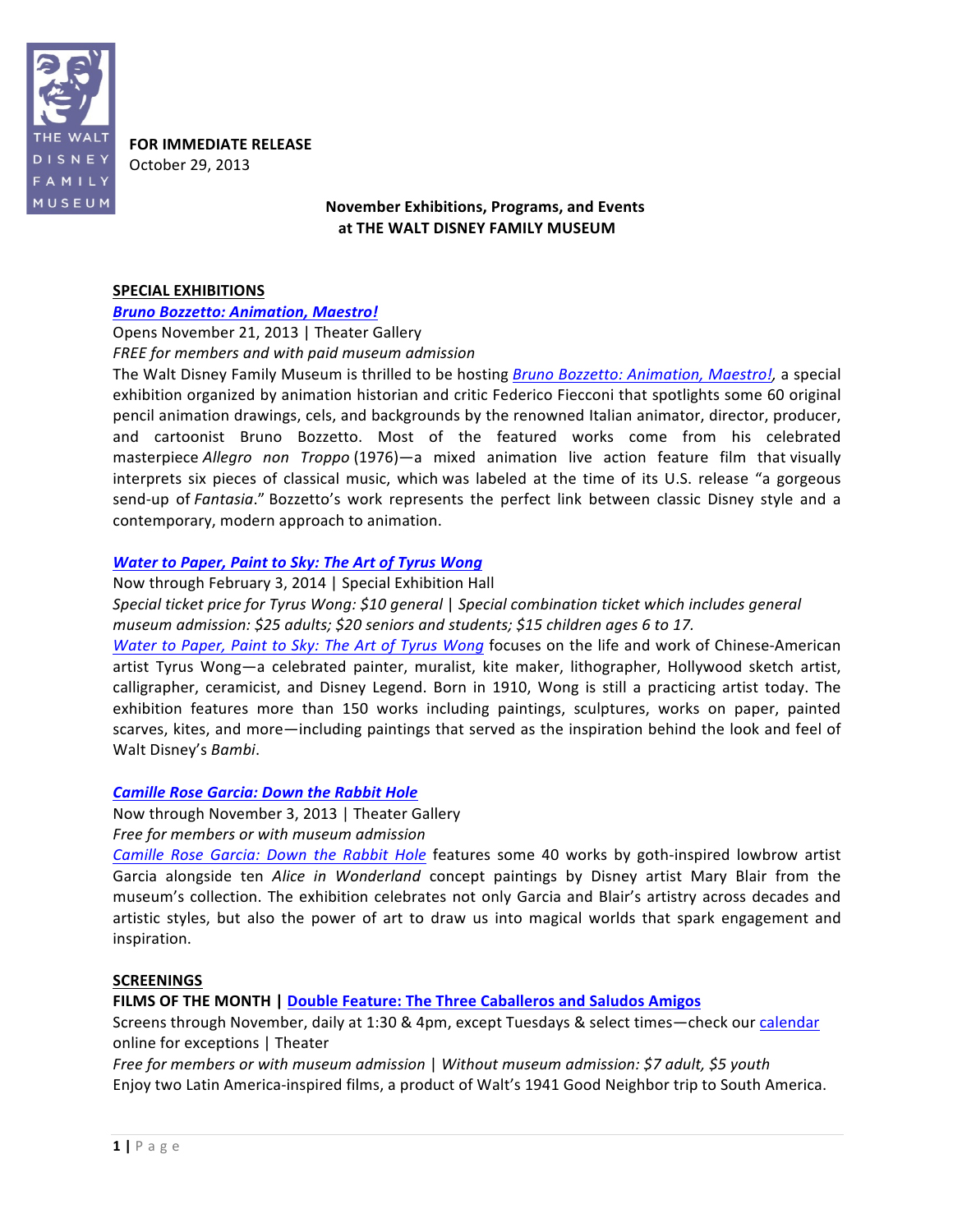**FOR IMMEDIATE RELEASE**
October 29, 2013

## November Exhibitions, Programs, and Events at THE WALT DISNEY FAMILY MUSEUM

### SPECIAL EXHIBITIONS

***Bruno Bozzetto: Animation, Maestro!***
Opens November 21, 2013 | Theater Gallery
*FREE for members and with paid museum admission*
The Walt Disney Family Museum is thrilled to be hosting *Bruno Bozzetto: Animation, Maestro!*, a special exhibition organized by animation historian and critic Federico Fiecconi that spotlights some 60 original pencil animation drawings, cels, and backgrounds by the renowned Italian animator, director, producer, and cartoonist Bruno Bozzetto. Most of the featured works come from his celebrated masterpiece *Allegro non Troppo* (1976)—a mixed animation live action feature film that visually interprets six pieces of classical music, which was labeled at the time of its U.S. release "a gorgeous send-up of *Fantasia*." Bozzetto's work represents the perfect link between classic Disney style and a contemporary, modern approach to animation.

***Water to Paper, Paint to Sky: The Art of Tyrus Wong***
Now through February 3, 2014 | Special Exhibition Hall
*Special ticket price for Tyrus Wong: $10 general | Special combination ticket which includes general museum admission: $25 adults; $20 seniors and students; $15 children ages 6 to 17.*
*Water to Paper, Paint to Sky: The Art of Tyrus Wong* focuses on the life and work of Chinese-American artist Tyrus Wong—a celebrated painter, muralist, kite maker, lithographer, Hollywood sketch artist, calligrapher, ceramicist, and Disney Legend. Born in 1910, Wong is still a practicing artist today. The exhibition features more than 150 works including paintings, sculptures, works on paper, painted scarves, kites, and more—including paintings that served as the inspiration behind the look and feel of Walt Disney's *Bambi*.

***Camille Rose Garcia: Down the Rabbit Hole***
Now through November 3, 2013 | Theater Gallery
*Free for members or with museum admission*
*Camille Rose Garcia: Down the Rabbit Hole* features some 40 works by goth-inspired lowbrow artist Garcia alongside ten *Alice in Wonderland* concept paintings by Disney artist Mary Blair from the museum's collection. The exhibition celebrates not only Garcia and Blair's artistry across decades and artistic styles, but also the power of art to draw us into magical worlds that spark engagement and inspiration.

### SCREENINGS

**FILMS OF THE MONTH | Double Feature: The Three Caballeros and Saludos Amigos**
Screens through November, daily at 1:30 & 4pm, except Tuesdays & select times—check our calendar online for exceptions | Theater
*Free for members or with museum admission | Without museum admission: $7 adult, $5 youth*
Enjoy two Latin America-inspired films, a product of Walt's 1941 Good Neighbor trip to South America.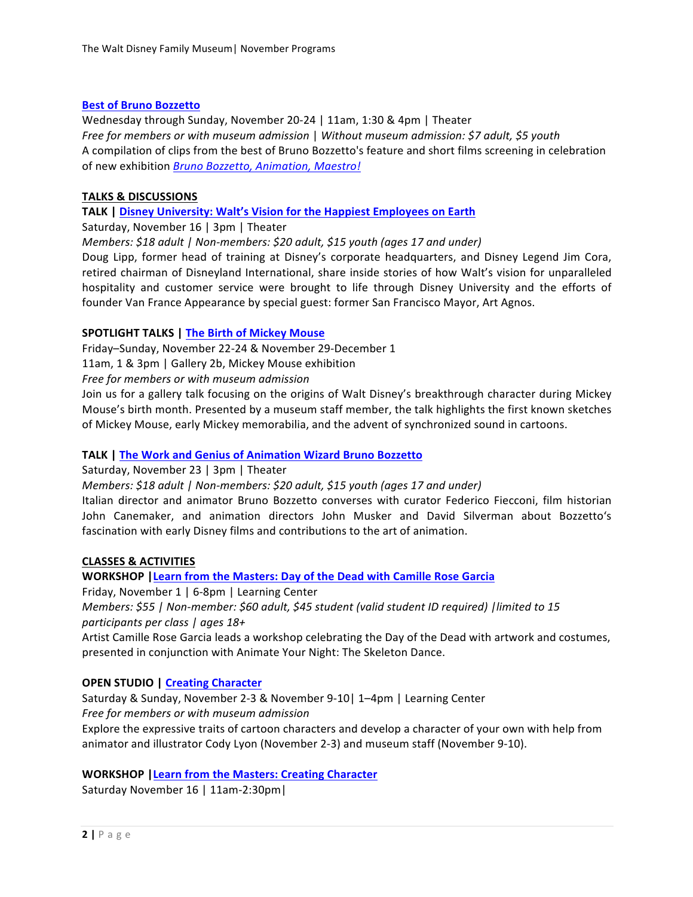**Best of Bruno Bozzetto**

Wednesday through Sunday, November 20-24 | 11am, 1:30 & 4pm | Theater

*Free for members or with museum admission | Without museum admission: $7 adult, $5 youth*

A compilation of clips from the best of Bruno Bozzetto's feature and short films screening in celebration of new exhibition *Bruno Bozzetto, Animation, Maestro!*

## TALKS & DISCUSSIONS

**TALK | Disney University: Walt's Vision for the Happiest Employees on Earth**

Saturday, November 16 | 3pm | Theater

*Members: $18 adult | Non-members: $20 adult, $15 youth (ages 17 and under)*

Doug Lipp, former head of training at Disney's corporate headquarters, and Disney Legend Jim Cora, retired chairman of Disneyland International, share inside stories of how Walt's vision for unparalleled hospitality and customer service were brought to life through Disney University and the efforts of founder Van France Appearance by special guest: former San Francisco Mayor, Art Agnos.

**SPOTLIGHT TALKS | The Birth of Mickey Mouse**

Friday–Sunday, November 22-24 & November 29-December 1

11am, 1 & 3pm | Gallery 2b, Mickey Mouse exhibition

*Free for members or with museum admission*

Join us for a gallery talk focusing on the origins of Walt Disney's breakthrough character during Mickey Mouse's birth month. Presented by a museum staff member, the talk highlights the first known sketches of Mickey Mouse, early Mickey memorabilia, and the advent of synchronized sound in cartoons.

**TALK | The Work and Genius of Animation Wizard Bruno Bozzetto**

Saturday, November 23 | 3pm | Theater

*Members: $18 adult | Non-members: $20 adult, $15 youth (ages 17 and under)*

Italian director and animator Bruno Bozzetto converses with curator Federico Fiecconi, film historian John Canemaker, and animation directors John Musker and David Silverman about Bozzetto's fascination with early Disney films and contributions to the art of animation.

## CLASSES & ACTIVITIES

**WORKSHOP | Learn from the Masters: Day of the Dead with Camille Rose Garcia**

Friday, November 1 | 6-8pm | Learning Center

*Members: $55 | Non-member: $60 adult, $45 student (valid student ID required) | limited to 15 participants per class | ages 18+*

Artist Camille Rose Garcia leads a workshop celebrating the Day of the Dead with artwork and costumes, presented in conjunction with Animate Your Night: The Skeleton Dance.

**OPEN STUDIO | Creating Character**

Saturday & Sunday, November 2-3 & November 9-10 | 1–4pm | Learning Center

*Free for members or with museum admission*

Explore the expressive traits of cartoon characters and develop a character of your own with help from animator and illustrator Cody Lyon (November 2-3) and museum staff (November 9-10).

**WORKSHOP | Learn from the Masters: Creating Character**

Saturday November 16 | 11am-2:30pm |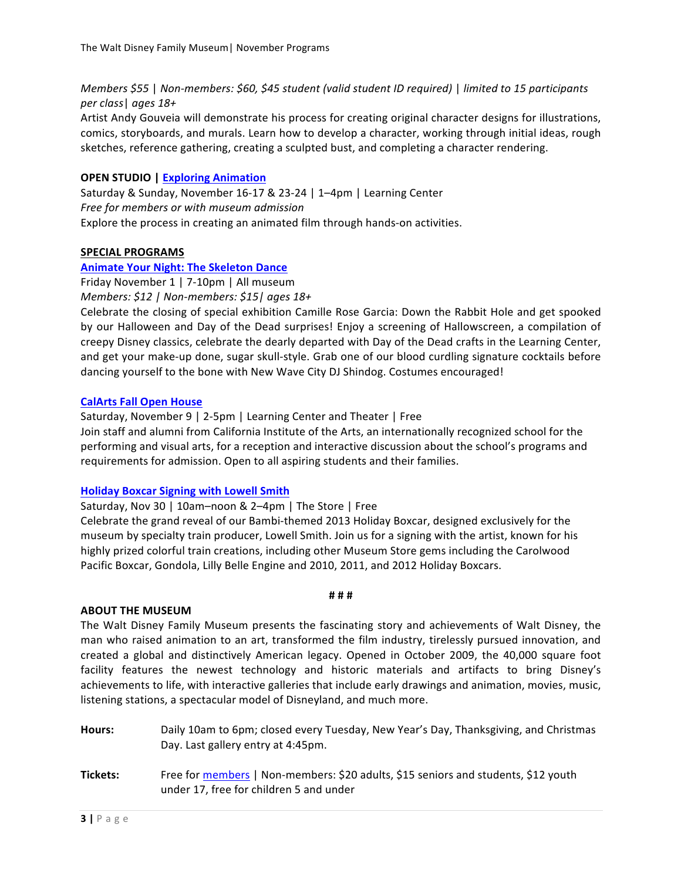*Members $55 | Non-members: $60, $45 student (valid student ID required) | limited to 15 participants per class| ages 18+*

Artist Andy Gouveia will demonstrate his process for creating original character designs for illustrations, comics, storyboards, and murals. Learn how to develop a character, working through initial ideas, rough sketches, reference gathering, creating a sculpted bust, and completing a character rendering.

**OPEN STUDIO | Exploring Animation**

Saturday & Sunday, November 16-17 & 23-24 | 1–4pm | Learning Center

*Free for members or with museum admission*

Explore the process in creating an animated film through hands-on activities.

## SPECIAL PROGRAMS

**Animate Your Night: The Skeleton Dance**

Friday November 1 | 7-10pm | All museum

*Members: $12 | Non-members: $15| ages 18+*

Celebrate the closing of special exhibition Camille Rose Garcia: Down the Rabbit Hole and get spooked by our Halloween and Day of the Dead surprises! Enjoy a screening of Hallowscreen, a compilation of creepy Disney classics, celebrate the dearly departed with Day of the Dead crafts in the Learning Center, and get your make-up done, sugar skull-style. Grab one of our blood curdling signature cocktails before dancing yourself to the bone with New Wave City DJ Shindog. Costumes encouraged!

**CalArts Fall Open House**

Saturday, November 9 | 2-5pm | Learning Center and Theater | Free

Join staff and alumni from California Institute of the Arts, an internationally recognized school for the performing and visual arts, for a reception and interactive discussion about the school's programs and requirements for admission. Open to all aspiring students and their families.

**Holiday Boxcar Signing with Lowell Smith**

Saturday, Nov 30 | 10am–noon & 2–4pm | The Store | Free

Celebrate the grand reveal of our Bambi-themed 2013 Holiday Boxcar, designed exclusively for the museum by specialty train producer, Lowell Smith. Join us for a signing with the artist, known for his highly prized colorful train creations, including other Museum Store gems including the Carolwood Pacific Boxcar, Gondola, Lilly Belle Engine and 2010, 2011, and 2012 Holiday Boxcars.

# # #

## ABOUT THE MUSEUM

The Walt Disney Family Museum presents the fascinating story and achievements of Walt Disney, the man who raised animation to an art, transformed the film industry, tirelessly pursued innovation, and created a global and distinctively American legacy. Opened in October 2009, the 40,000 square foot facility features the newest technology and historic materials and artifacts to bring Disney's achievements to life, with interactive galleries that include early drawings and animation, movies, music, listening stations, a spectacular model of Disneyland, and much more.

**Hours:** Daily 10am to 6pm; closed every Tuesday, New Year's Day, Thanksgiving, and Christmas Day. Last gallery entry at 4:45pm.

**Tickets:** Free for members | Non-members: $20 adults, $15 seniors and students, $12 youth under 17, free for children 5 and under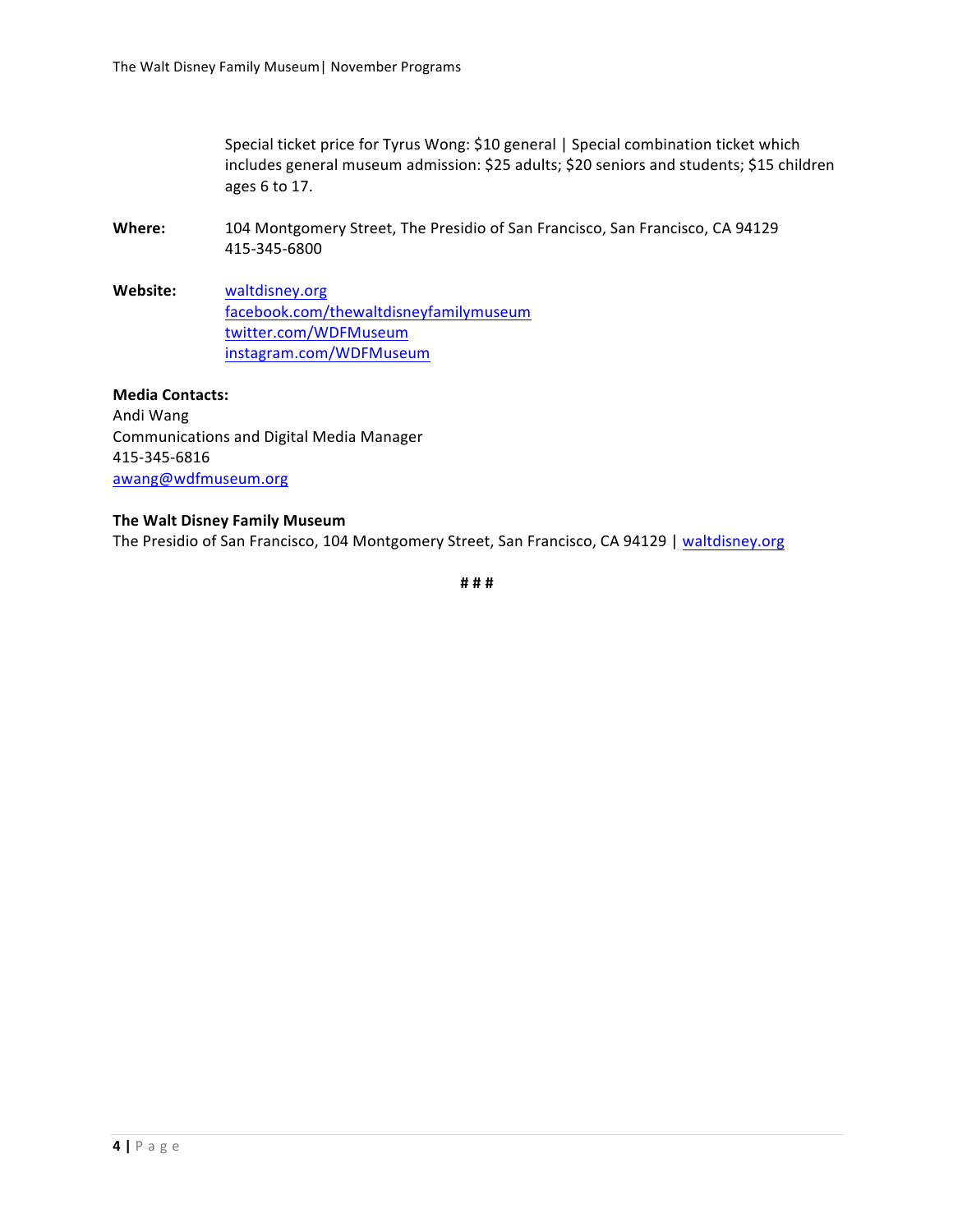Special ticket price for Tyrus Wong: $10 general | Special combination ticket which includes general museum admission: $25 adults; $20 seniors and students; $15 children ages 6 to 17.

**Where:** 104 Montgomery Street, The Presidio of San Francisco, San Francisco, CA 94129
415-345-6800

**Website:** waltdisney.org
facebook.com/thewaltdisneyfamilymuseum
twitter.com/WDFMuseum
instagram.com/WDFMuseum

**Media Contacts:**
Andi Wang
Communications and Digital Media Manager
415-345-6816
awang@wdfmuseum.org

**The Walt Disney Family Museum**
The Presidio of San Francisco, 104 Montgomery Street, San Francisco, CA 94129 | waltdisney.org

# # #